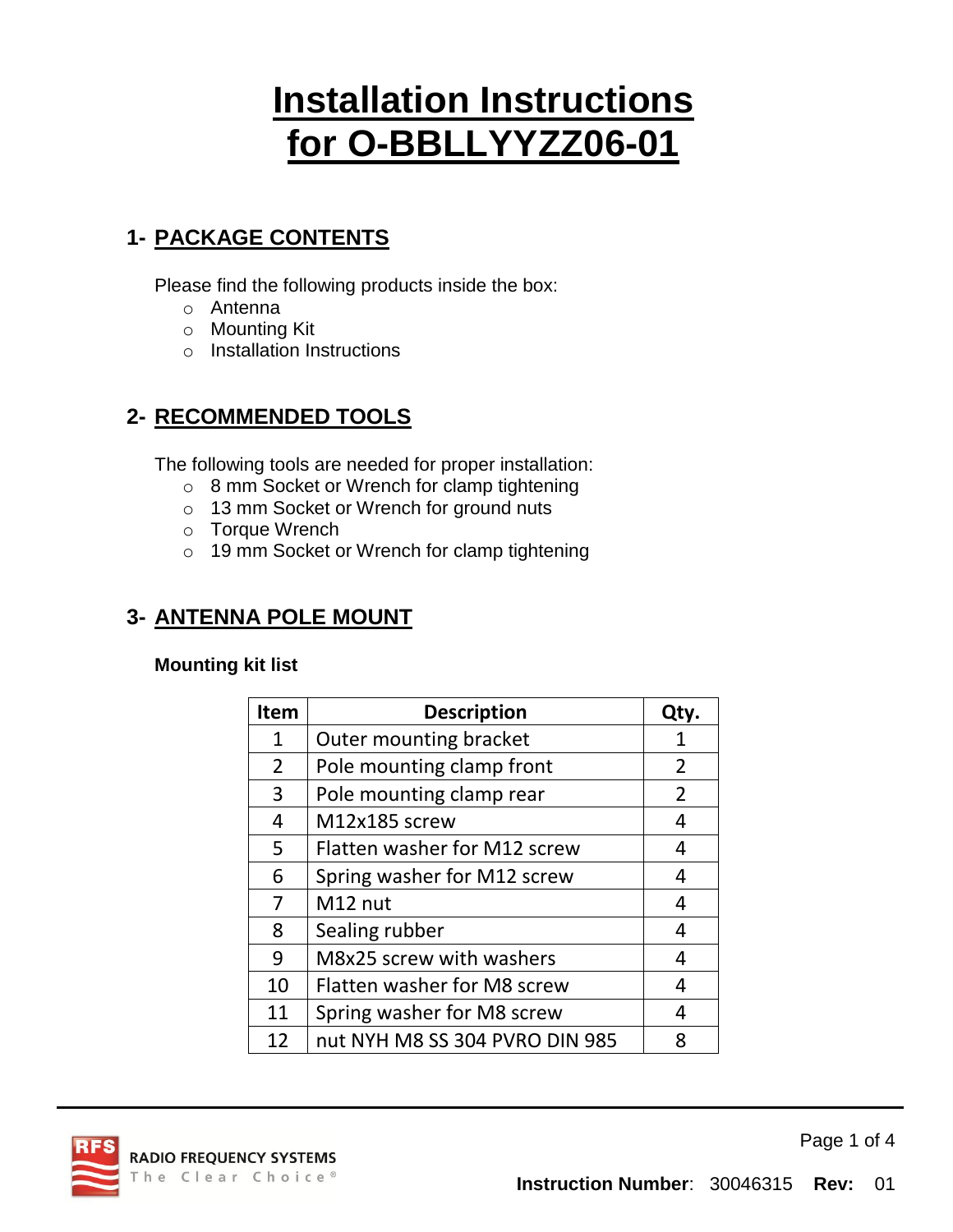# Installation Instructions for O-BBLLYYZZ06-01

## 1- PACKAGE CONTENTS

Please find the following products inside the box:

- Antenna
- Mounting Kit
- Installation Instructions

## 2- RECOMMENDED TOOLS

The following tools are needed for proper installation:

- 8 mm Socket or Wrench for clamp tightening
- 13 mm Socket or Wrench for ground nuts
- Torque Wrench
- 19 mm Socket or Wrench for clamp tightening

## 3- ANTENNA POLE MOUNT

**Mounting kit list**

| Item | Description | Qty. |
|---|---|---|
| 1 | Outer mounting bracket | 1 |
| 2 | Pole mounting clamp front | 2 |
| 3 | Pole mounting clamp rear | 2 |
| 4 | M12x185 screw | 4 |
| 5 | Flatten washer for M12 screw | 4 |
| 6 | Spring washer for M12 screw | 4 |
| 7 | M12 nut | 4 |
| 8 | Sealing rubber | 4 |
| 9 | M8x25 screw with washers | 4 |
| 10 | Flatten washer for M8 screw | 4 |
| 11 | Spring washer for M8 screw | 4 |
| 12 | nut NYH M8 SS 304 PVRO DIN 985 | 8 |

RADIO FREQUENCY SYSTEMS The Clear Choice®

**Instruction Number**: 30046315 **Rev:** 01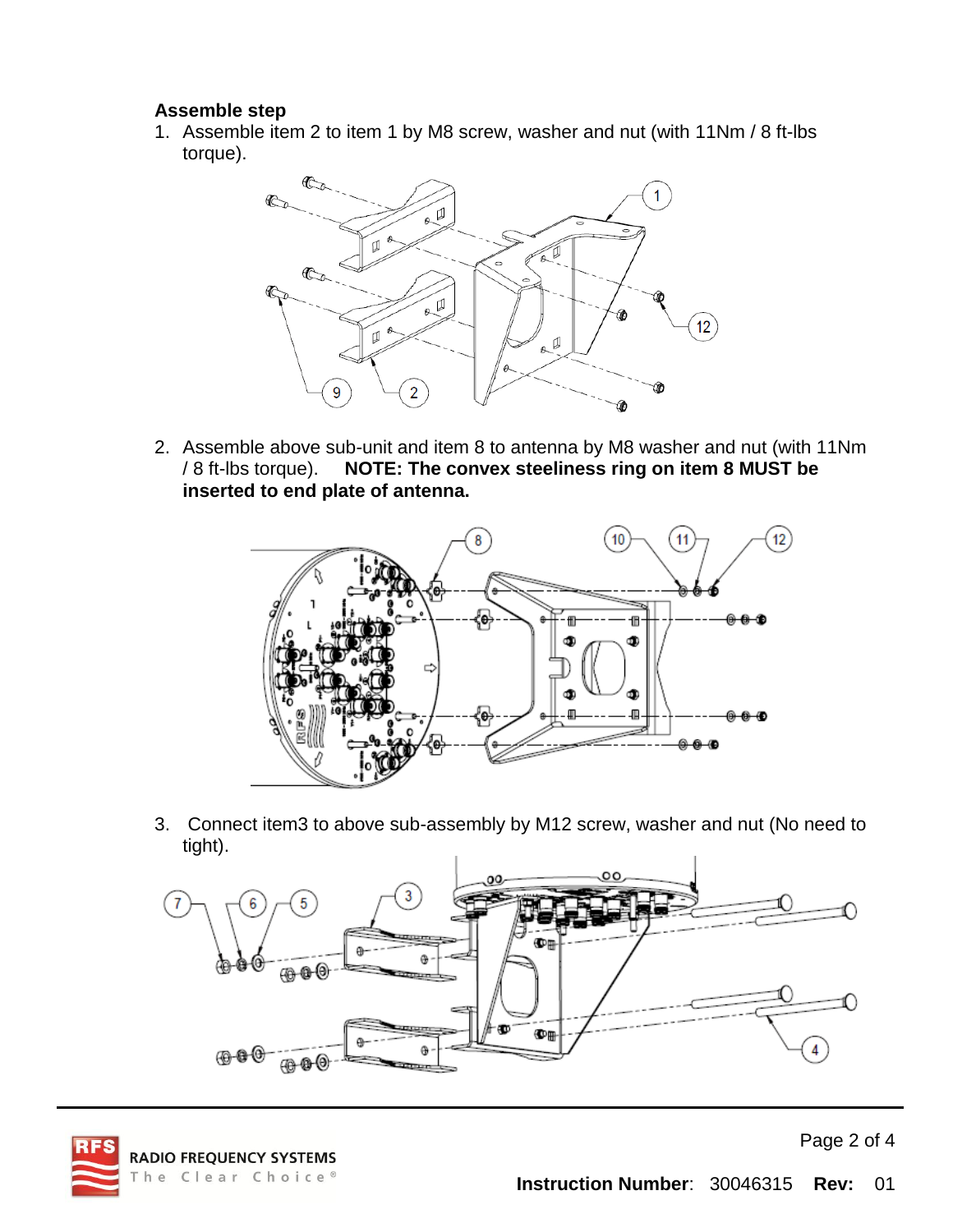**Assemble step**

1. Assemble item 2 to item 1 by M8 screw, washer and nut (with 11Nm / 8 ft-lbs torque).

2. Assemble above sub-unit and item 8 to antenna by M8 washer and nut (with 11Nm / 8 ft-lbs torque). **NOTE: The convex steeliness ring on item 8 MUST be inserted to end plate of antenna.**

3. Connect item3 to above sub-assembly by M12 screw, washer and nut (No need to tight).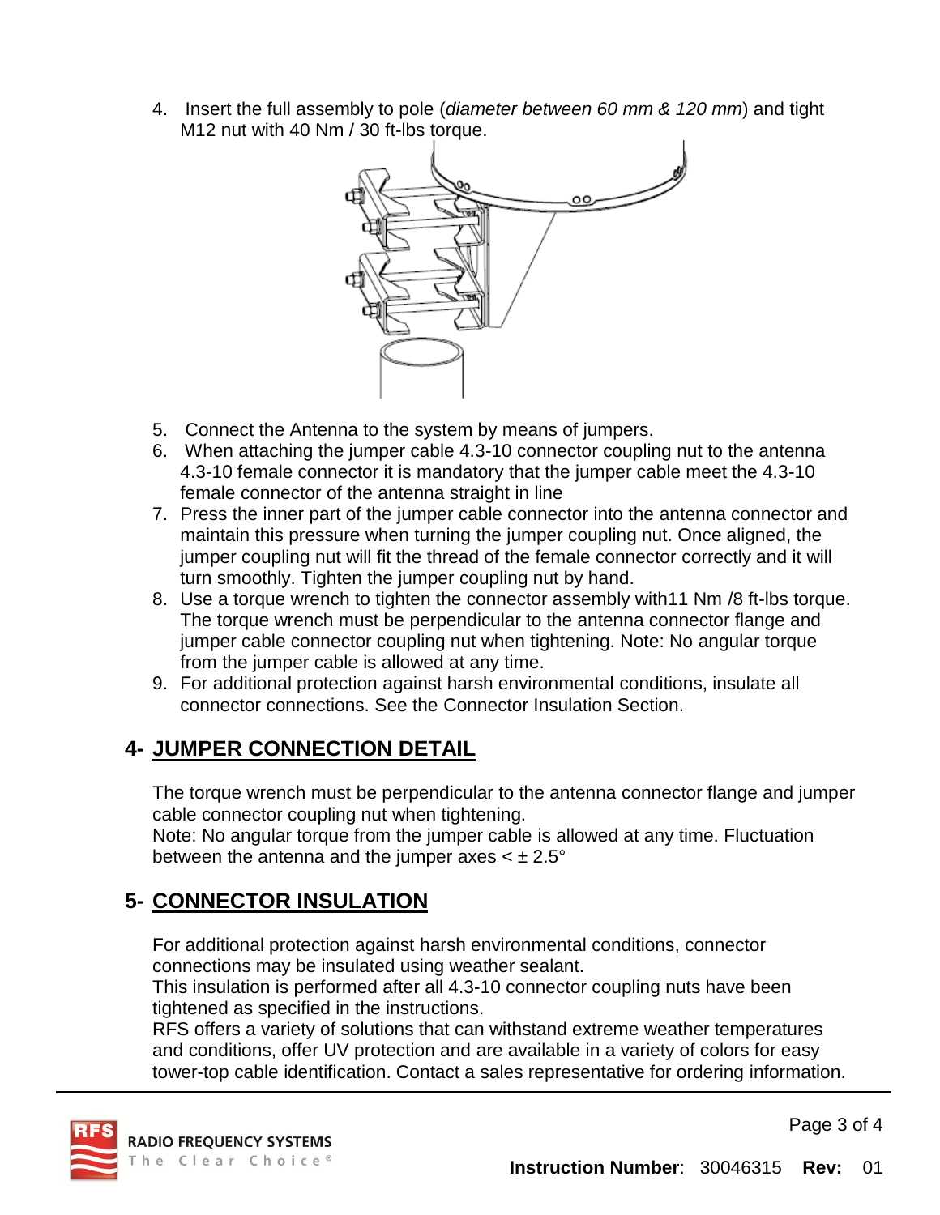4. Insert the full assembly to pole (*diameter between 60 mm & 120 mm*) and tight M12 nut with 40 Nm / 30 ft-lbs torque.

5. Connect the Antenna to the system by means of jumpers.
6. When attaching the jumper cable 4.3-10 connector coupling nut to the antenna 4.3-10 female connector it is mandatory that the jumper cable meet the 4.3-10 female connector of the antenna straight in line
7. Press the inner part of the jumper cable connector into the antenna connector and maintain this pressure when turning the jumper coupling nut. Once aligned, the jumper coupling nut will fit the thread of the female connector correctly and it will turn smoothly. Tighten the jumper coupling nut by hand.
8. Use a torque wrench to tighten the connector assembly with11 Nm /8 ft-lbs torque. The torque wrench must be perpendicular to the antenna connector flange and jumper cable connector coupling nut when tightening. Note: No angular torque from the jumper cable is allowed at any time.
9. For additional protection against harsh environmental conditions, insulate all connector connections. See the Connector Insulation Section.

## 4- JUMPER CONNECTION DETAIL

The torque wrench must be perpendicular to the antenna connector flange and jumper cable connector coupling nut when tightening.
Note: No angular torque from the jumper cable is allowed at any time. Fluctuation between the antenna and the jumper axes < ± 2.5°

## 5- CONNECTOR INSULATION

For additional protection against harsh environmental conditions, connector connections may be insulated using weather sealant.
This insulation is performed after all 4.3-10 connector coupling nuts have been tightened as specified in the instructions.
RFS offers a variety of solutions that can withstand extreme weather temperatures and conditions, offer UV protection and are available in a variety of colors for easy tower-top cable identification. Contact a sales representative for ordering information.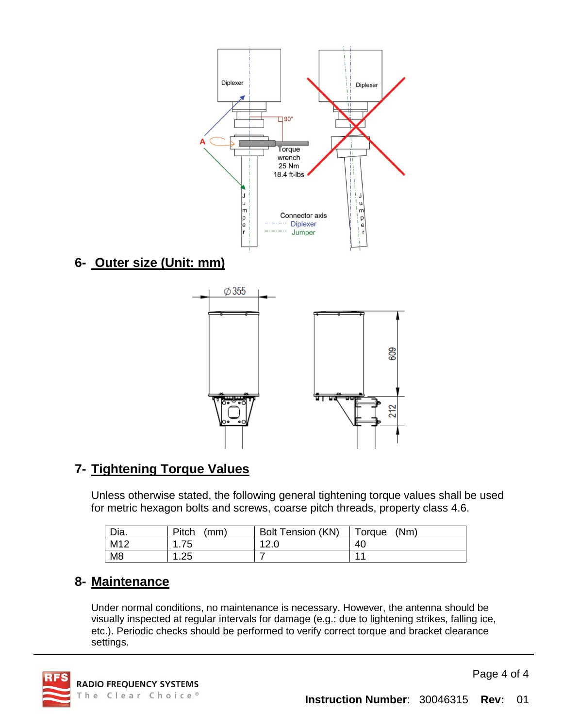Diplexer

Diplexer

90°

A

Torque wrench 25 Nm 18.4 ft-lbs

Jumper

Jumper

Connector axis

Diplexer

Jumper

## 6- Outer size (Unit: mm)

∅355

609

212

## 7- Tightening Torque Values

Unless otherwise stated, the following general tightening torque values shall be used for metric hexagon bolts and screws, coarse pitch threads, property class 4.6.

| Dia. | Pitch (mm) | Bolt Tension (KN) | Torque (Nm) |
|---|---|---|---|
| M12 | 1.75 | 12.0 | 40 |
| M8 | 1.25 | 7 | 11 |

## 8- Maintenance

Under normal conditions, no maintenance is necessary. However, the antenna should be visually inspected at regular intervals for damage (e.g.: due to lightening strikes, falling ice, etc.). Periodic checks should be performed to verify correct torque and bracket clearance settings.

RADIO FREQUENCY SYSTEMS
The Clear Choice®

**Instruction Number**: 30046315 **Rev:** 01